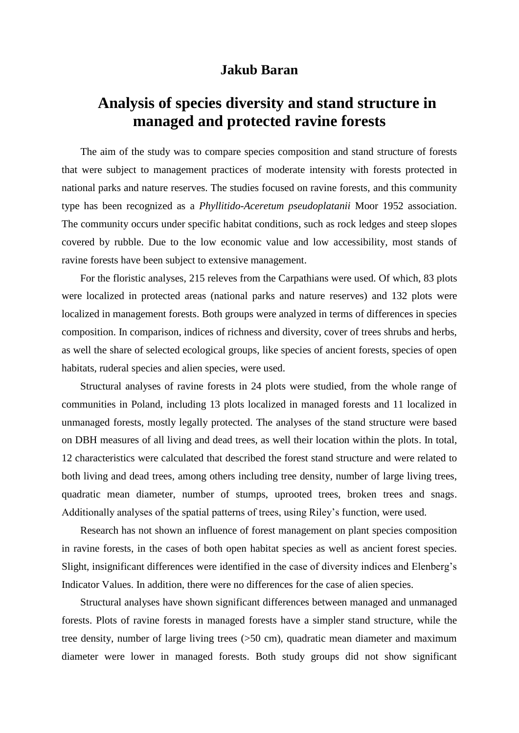**Jakub Baran**

# Analysis of species diversity and stand structure in managed and protected ravine forests

The aim of the study was to compare species composition and stand structure of forests that were subject to management practices of moderate intensity with forests protected in national parks and nature reserves. The studies focused on ravine forests, and this community type has been recognized as a *Phyllitido-Aceretum pseudoplatanii* Moor 1952 association. The community occurs under specific habitat conditions, such as rock ledges and steep slopes covered by rubble. Due to the low economic value and low accessibility, most stands of ravine forests have been subject to extensive management.

For the floristic analyses, 215 releves from the Carpathians were used. Of which, 83 plots were localized in protected areas (national parks and nature reserves) and 132 plots were localized in management forests. Both groups were analyzed in terms of differences in species composition. In comparison, indices of richness and diversity, cover of trees shrubs and herbs, as well the share of selected ecological groups, like species of ancient forests, species of open habitats, ruderal species and alien species, were used.

Structural analyses of ravine forests in 24 plots were studied, from the whole range of communities in Poland, including 13 plots localized in managed forests and 11 localized in unmanaged forests, mostly legally protected. The analyses of the stand structure were based on DBH measures of all living and dead trees, as well their location within the plots. In total, 12 characteristics were calculated that described the forest stand structure and were related to both living and dead trees, among others including tree density, number of large living trees, quadratic mean diameter, number of stumps, uprooted trees, broken trees and snags. Additionally analyses of the spatial patterns of trees, using Riley's function, were used.

Research has not shown an influence of forest management on plant species composition in ravine forests, in the cases of both open habitat species as well as ancient forest species. Slight, insignificant differences were identified in the case of diversity indices and Elenberg's Indicator Values. In addition, there were no differences for the case of alien species.

Structural analyses have shown significant differences between managed and unmanaged forests. Plots of ravine forests in managed forests have a simpler stand structure, while the tree density, number of large living trees (>50 cm), quadratic mean diameter and maximum diameter were lower in managed forests. Both study groups did not show significant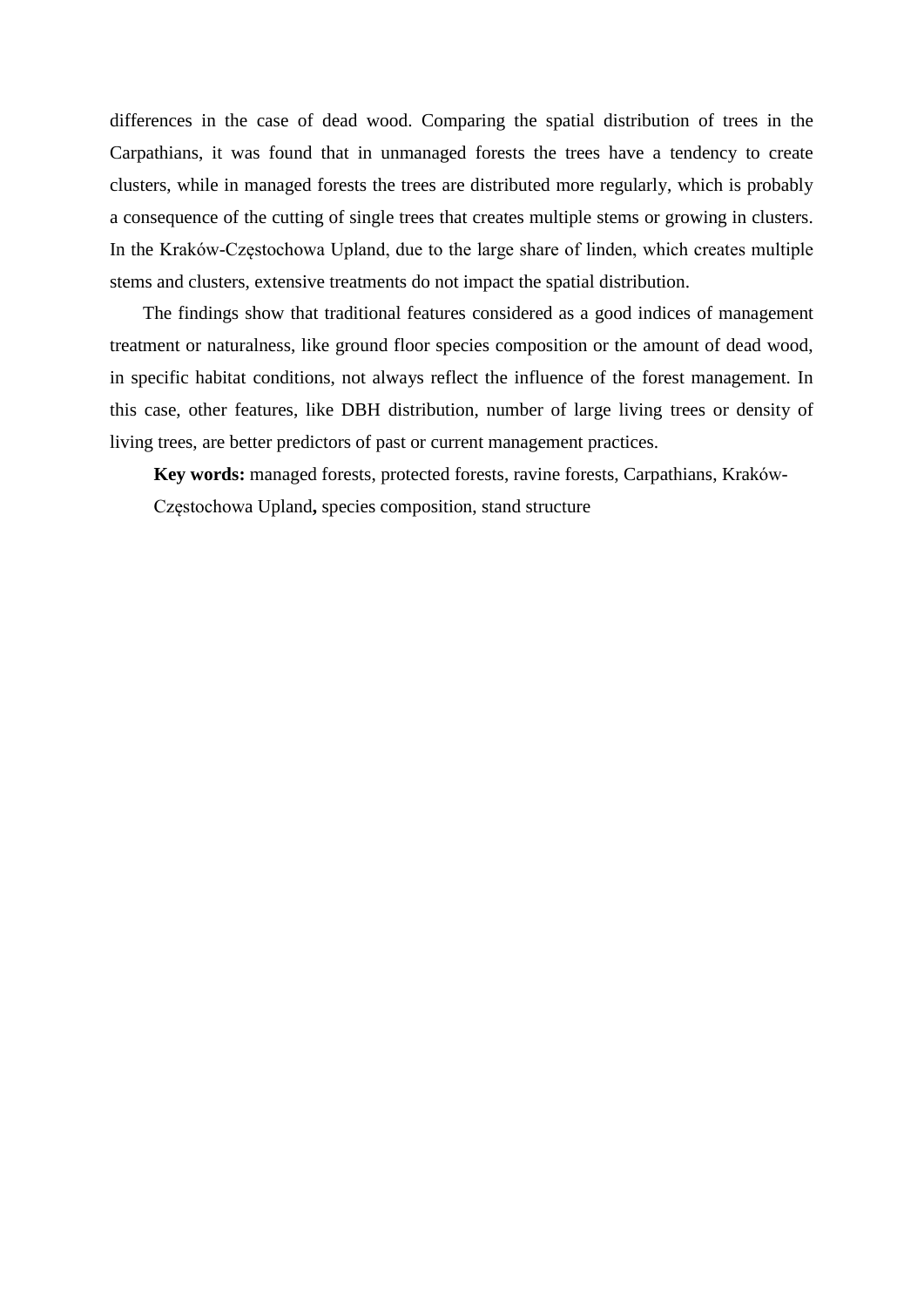differences in the case of dead wood. Comparing the spatial distribution of trees in the Carpathians, it was found that in unmanaged forests the trees have a tendency to create clusters, while in managed forests the trees are distributed more regularly, which is probably a consequence of the cutting of single trees that creates multiple stems or growing in clusters. In the Kraków-Częstochowa Upland, due to the large share of linden, which creates multiple stems and clusters, extensive treatments do not impact the spatial distribution.

The findings show that traditional features considered as a good indices of management treatment or naturalness, like ground floor species composition or the amount of dead wood, in specific habitat conditions, not always reflect the influence of the forest management. In this case, other features, like DBH distribution, number of large living trees or density of living trees, are better predictors of past or current management practices.

**Key words:** managed forests, protected forests, ravine forests, Carpathians, Kraków-Częstochowa Upland**,** species composition, stand structure